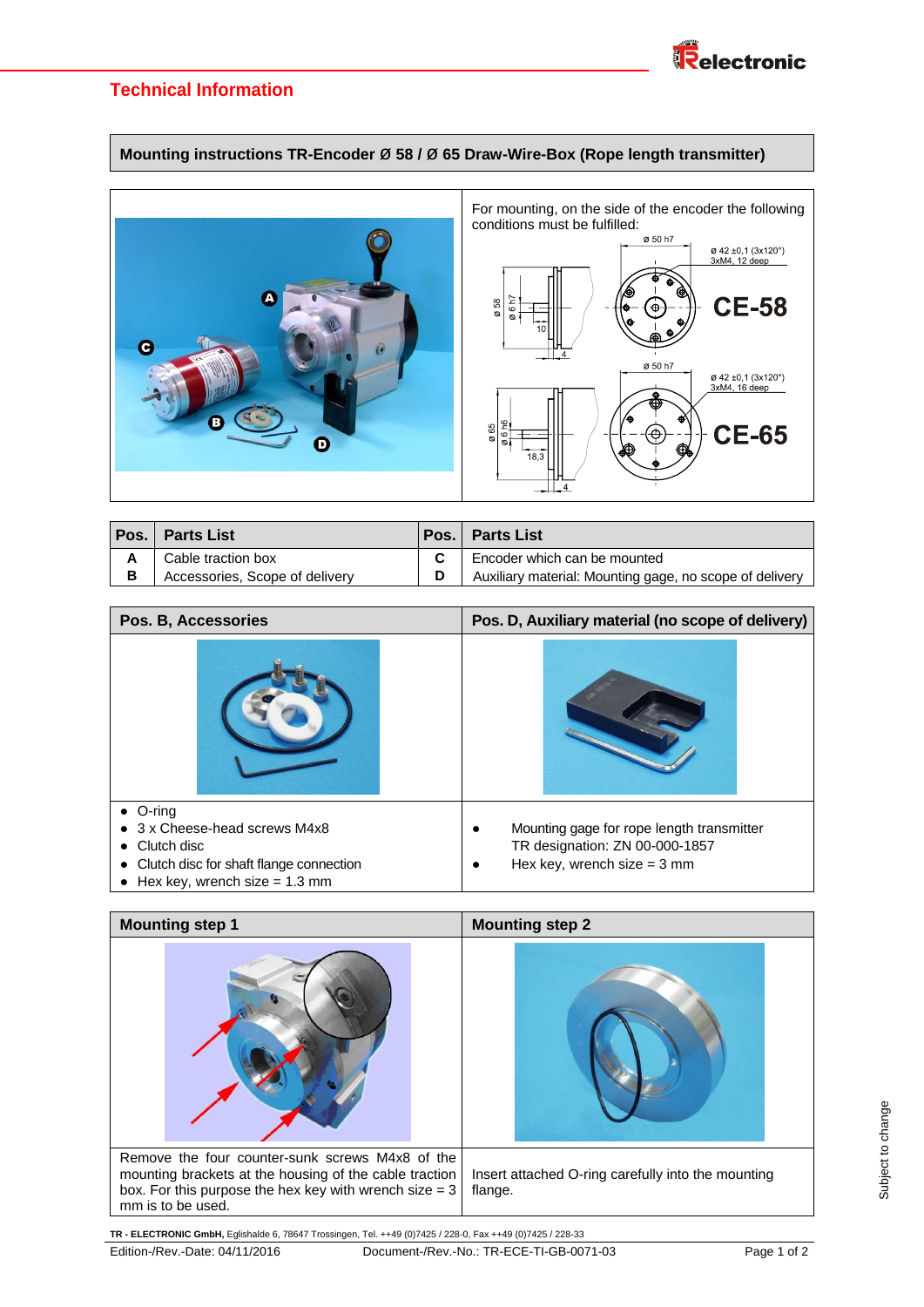## Technical Information

**Mounting instructions TR-Encoder Ø 58 / Ø 65 Draw-Wire-Box (Rope length transmitter)**

For mounting, on the side of the encoder the following conditions must be fulfilled:

CE-58: ø 50 h7; ø 42 ±0,1 (3x120°) 3xM4, 12 deep; ø 58; ø 6 h7; 10; 4

CE-65: ø 50 h7; ø 42 ±0,1 (3x120°) 3xM4, 16 deep; ø 65; ø 6 h6; 18,3; 4

| Pos. | Parts List | Pos. | Parts List |
|---|---|---|---|
| A | Cable traction box | C | Encoder which can be mounted |
| B | Accessories, Scope of delivery | D | Auxiliary material: Mounting gage, no scope of delivery |

| Pos. B, Accessories | Pos. D, Auxiliary material (no scope of delivery) |
|---|---|
| • O-ring<br>• 3 x Cheese-head screws M4x8<br>• Clutch disc<br>• Clutch disc for shaft flange connection<br>• Hex key, wrench size = 1.3 mm | • Mounting gage for rope length transmitter TR designation: ZN 00-000-1857<br>• Hex key, wrench size = 3 mm |

| Mounting step 1 | Mounting step 2 |
|---|---|
| Remove the four counter-sunk screws M4x8 of the mounting brackets at the housing of the cable traction box. For this purpose the hex key with wrench size = 3 mm is to be used. | Insert attached O-ring carefully into the mounting flange. |

**TR - ELECTRONIC GmbH,** Eglishalde 6, 78647 Trossingen, Tel. ++49 (0)7425 / 228-0, Fax ++49 (0)7425 / 228-33

Edition-/Rev.-Date: 04/11/2016 Document-/Rev.-No.: TR-ECE-TI-GB-0071-03

Subject to change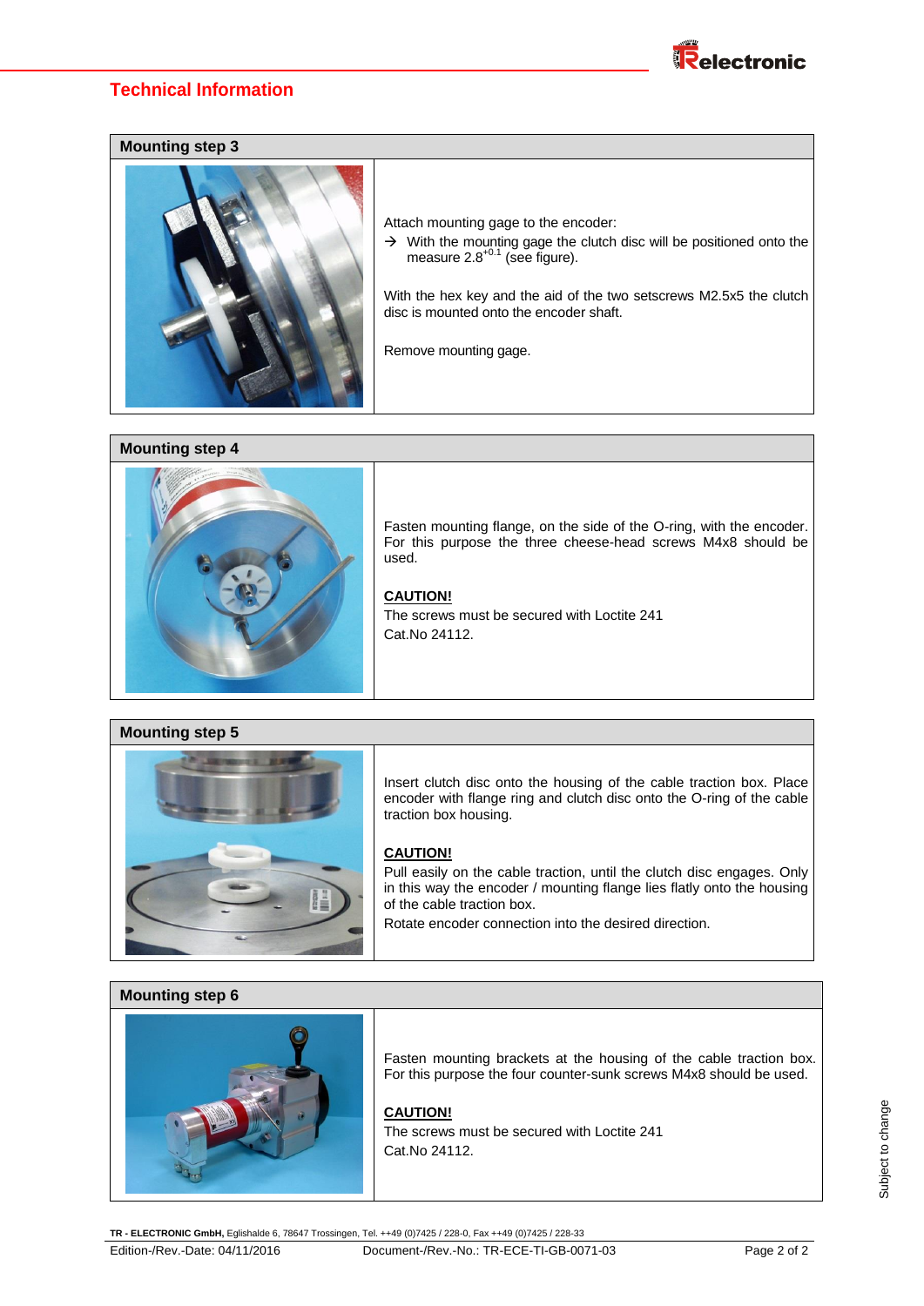## Technical Information

### Mounting step 3

Attach mounting gage to the encoder:

→ With the mounting gage the clutch disc will be positioned onto the measure $2.8^{+0.1}$ (see figure).

With the hex key and the aid of the two setscrews M2.5x5 the clutch disc is mounted onto the encoder shaft.

Remove mounting gage.

### Mounting step 4

Fasten mounting flange, on the side of the O-ring, with the encoder. For this purpose the three cheese-head screws M4x8 should be used.

**CAUTION!**

The screws must be secured with Loctite 241
Cat.No 24112.

### Mounting step 5

Insert clutch disc onto the housing of the cable traction box. Place encoder with flange ring and clutch disc onto the O-ring of the cable traction box housing.

**CAUTION!**

Pull easily on the cable traction, until the clutch disc engages. Only in this way the encoder / mounting flange lies flatly onto the housing of the cable traction box.
Rotate encoder connection into the desired direction.

### Mounting step 6

Fasten mounting brackets at the housing of the cable traction box. For this purpose the four counter-sunk screws M4x8 should be used.

**CAUTION!**

The screws must be secured with Loctite 241
Cat.No 24112.

Subject to change

**TR - ELECTRONIC GmbH,** Eglishalde 6, 78647 Trossingen, Tel. ++49 (0)7425 / 228-0, Fax ++49 (0)7425 / 228-33

Edition-/Rev.-Date: 04/11/2016 Document-/Rev.-No.: TR-ECE-TI-GB-0071-03